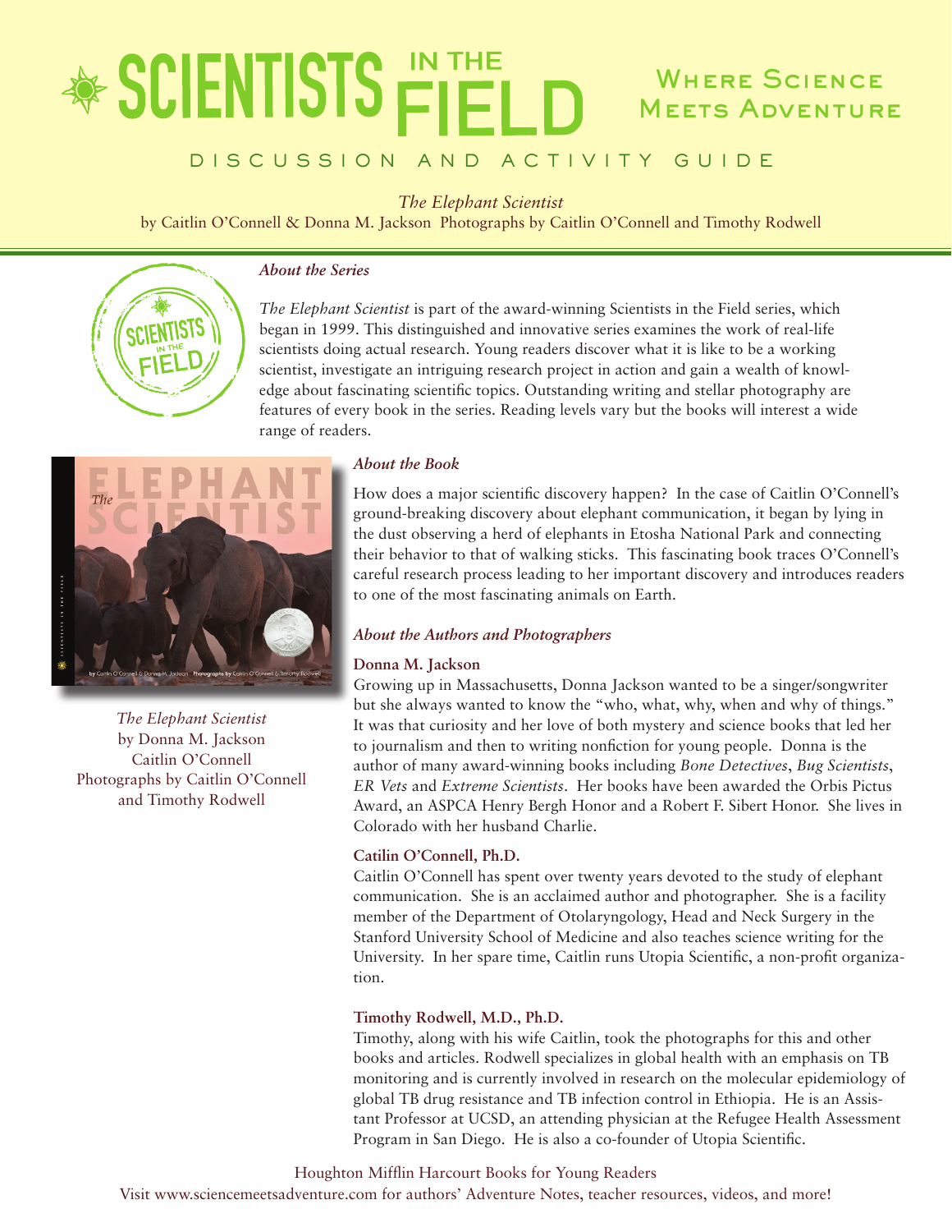# SCIENTISTS IN THE FIELD

**Where Science Meets Adventure**

DISCUSSION AND ACTIVITY GUIDE

*The Elephant Scientist*
by Caitlin O'Connell & Donna M. Jackson Photographs by Caitlin O'Connell and Timothy Rodwell

### *About the Series*

*The Elephant Scientist* is part of the award-winning Scientists in the Field series, which began in 1999. This distinguished and innovative series examines the work of real-life scientists doing actual research. Young readers discover what it is like to be a working scientist, investigate an intriguing research project in action and gain a wealth of knowledge about fascinating scientific topics. Outstanding writing and stellar photography are features of every book in the series. Reading levels vary but the books will interest a wide range of readers.

*The Elephant Scientist*
by Donna M. Jackson
Caitlin O'Connell
Photographs by Caitlin O'Connell
and Timothy Rodwell

### *About the Book*

How does a major scientific discovery happen? In the case of Caitlin O'Connell's ground-breaking discovery about elephant communication, it began by lying in the dust observing a herd of elephants in Etosha National Park and connecting their behavior to that of walking sticks. This fascinating book traces O'Connell's careful research process leading to her important discovery and introduces readers to one of the most fascinating animals on Earth.

### *About the Authors and Photographers*

**Donna M. Jackson**

Growing up in Massachusetts, Donna Jackson wanted to be a singer/songwriter but she always wanted to know the "who, what, why, when and why of things." It was that curiosity and her love of both mystery and science books that led her to journalism and then to writing nonfiction for young people. Donna is the author of many award-winning books including *Bone Detectives*, *Bug Scientists*, *ER Vets* and *Extreme Scientists*. Her books have been awarded the Orbis Pictus Award, an ASPCA Henry Bergh Honor and a Robert F. Sibert Honor. She lives in Colorado with her husband Charlie.

**Catilin O'Connell, Ph.D.**

Caitlin O'Connell has spent over twenty years devoted to the study of elephant communication. She is an acclaimed author and photographer. She is a facility member of the Department of Otolaryngology, Head and Neck Surgery in the Stanford University School of Medicine and also teaches science writing for the University. In her spare time, Caitlin runs Utopia Scientific, a non-profit organization.

**Timothy Rodwell, M.D., Ph.D.**

Timothy, along with his wife Caitlin, took the photographs for this and other books and articles. Rodwell specializes in global health with an emphasis on TB monitoring and is currently involved in research on the molecular epidemiology of global TB drug resistance and TB infection control in Ethiopia. He is an Assistant Professor at UCSD, an attending physician at the Refugee Health Assessment Program in San Diego. He is also a co-founder of Utopia Scientific.

Houghton Mifflin Harcourt Books for Young Readers
Visit www.sciencemeetsadventure.com for authors' Adventure Notes, teacher resources, videos, and more!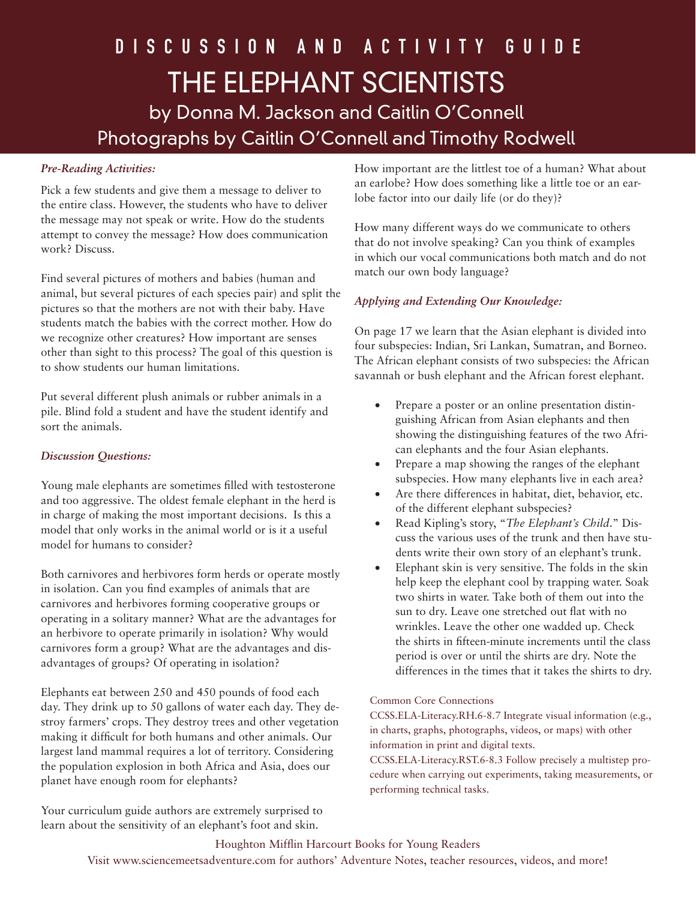# DISCUSSION AND ACTIVITY GUIDE

# THE ELEPHANT SCIENTISTS

## by Donna M. Jackson and Caitlin O'Connell

## Photographs by Caitlin O'Connell and Timothy Rodwell

### *Pre-Reading Activities:*

Pick a few students and give them a message to deliver to the entire class. However, the students who have to deliver the message may not speak or write. How do the students attempt to convey the message? How does communication work? Discuss.

Find several pictures of mothers and babies (human and animal, but several pictures of each species pair) and split the pictures so that the mothers are not with their baby. Have students match the babies with the correct mother. How do we recognize other creatures? How important are senses other than sight to this process? The goal of this question is to show students our human limitations.

Put several different plush animals or rubber animals in a pile. Blind fold a student and have the student identify and sort the animals.

### *Discussion Questions:*

Young male elephants are sometimes filled with testosterone and too aggressive. The oldest female elephant in the herd is in charge of making the most important decisions. Is this a model that only works in the animal world or is it a useful model for humans to consider?

Both carnivores and herbivores form herds or operate mostly in isolation. Can you find examples of animals that are carnivores and herbivores forming cooperative groups or operating in a solitary manner? What are the advantages for an herbivore to operate primarily in isolation? Why would carnivores form a group? What are the advantages and disadvantages of groups? Of operating in isolation?

Elephants eat between 250 and 450 pounds of food each day. They drink up to 50 gallons of water each day. They destroy farmers' crops. They destroy trees and other vegetation making it difficult for both humans and other animals. Our largest land mammal requires a lot of territory. Considering the population explosion in both Africa and Asia, does our planet have enough room for elephants?

Your curriculum guide authors are extremely surprised to learn about the sensitivity of an elephant's foot and skin. How important are the littlest toe of a human? What about an earlobe? How does something like a little toe or an earlobe factor into our daily life (or do they)?

How many different ways do we communicate to others that do not involve speaking? Can you think of examples in which our vocal communications both match and do not match our own body language?

### *Applying and Extending Our Knowledge:*

On page 17 we learn that the Asian elephant is divided into four subspecies: Indian, Sri Lankan, Sumatran, and Borneo. The African elephant consists of two subspecies: the African savannah or bush elephant and the African forest elephant.

- Prepare a poster or an online presentation distinguishing African from Asian elephants and then showing the distinguishing features of the two African elephants and the four Asian elephants.
- Prepare a map showing the ranges of the elephant subspecies. How many elephants live in each area?
- Are there differences in habitat, diet, behavior, etc. of the different elephant subspecies?
- Read Kipling's story, "*The Elephant's Child*." Discuss the various uses of the trunk and then have students write their own story of an elephant's trunk.
- Elephant skin is very sensitive. The folds in the skin help keep the elephant cool by trapping water. Soak two shirts in water. Take both of them out into the sun to dry. Leave one stretched out flat with no wrinkles. Leave the other one wadded up. Check the shirts in fifteen-minute increments until the class period is over or until the shirts are dry. Note the differences in the times that it takes the shirts to dry.

Common Core Connections

CCSS.ELA-Literacy.RH.6-8.7 Integrate visual information (e.g., in charts, graphs, photographs, videos, or maps) with other information in print and digital texts.

CCSS.ELA-Literacy.RST.6-8.3 Follow precisely a multistep procedure when carrying out experiments, taking measurements, or performing technical tasks.

Houghton Mifflin Harcourt Books for Young Readers

Visit www.sciencemeetsadventure.com for authors' Adventure Notes, teacher resources, videos, and more!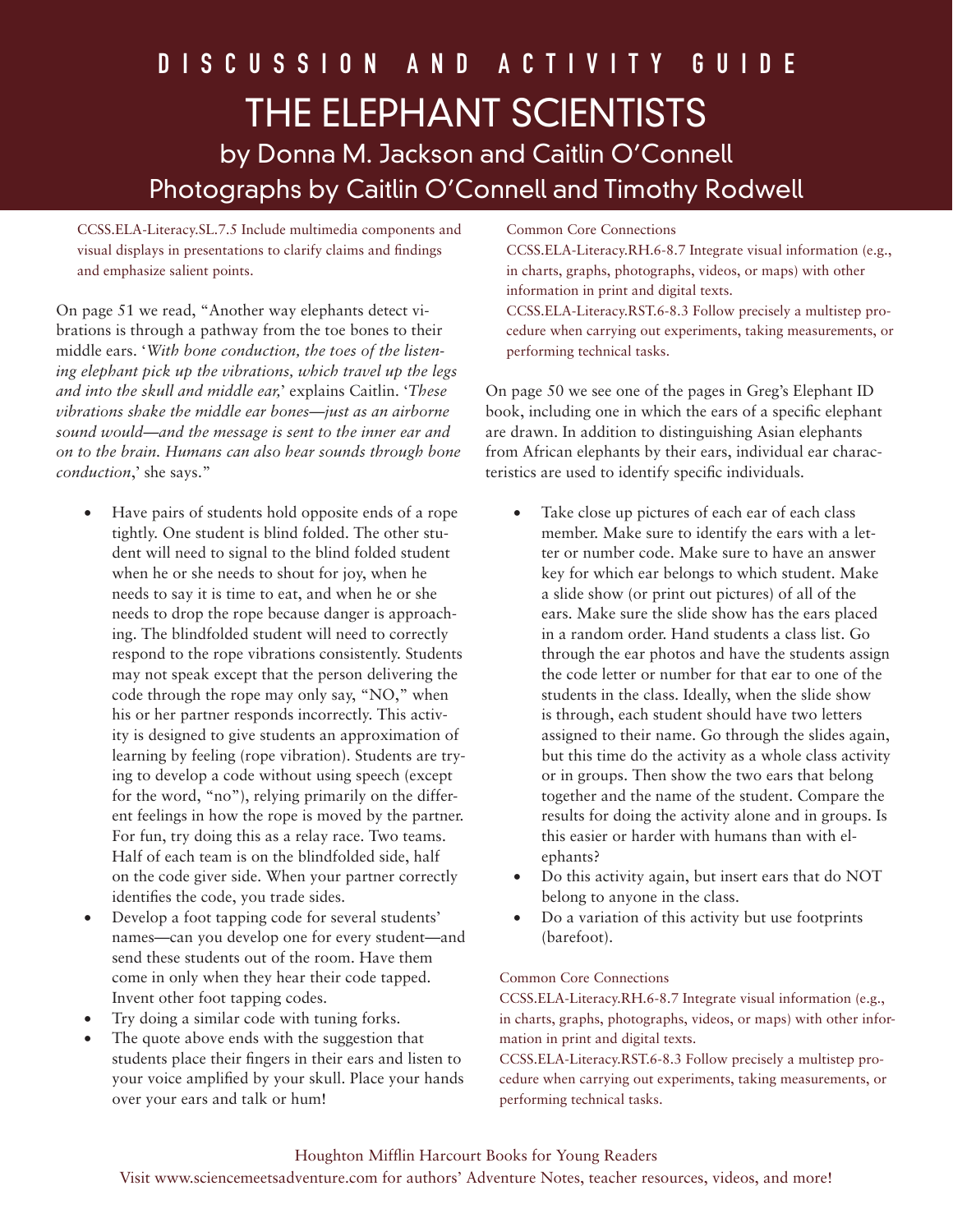# DISCUSSION AND ACTIVITY GUIDE

# THE ELEPHANT SCIENTISTS

## by Donna M. Jackson and Caitlin O'Connell

## Photographs by Caitlin O'Connell and Timothy Rodwell

CCSS.ELA-Literacy.SL.7.5 Include multimedia components and visual displays in presentations to clarify claims and findings and emphasize salient points.

On page 51 we read, "Another way elephants detect vibrations is through a pathway from the toe bones to their middle ears. '*With bone conduction, the toes of the listening elephant pick up the vibrations, which travel up the legs and into the skull and middle ear,*' explains Caitlin. '*These vibrations shake the middle ear bones—just as an airborne sound would—and the message is sent to the inner ear and on to the brain. Humans can also hear sounds through bone conduction*,' she says."

- Have pairs of students hold opposite ends of a rope tightly. One student is blind folded. The other student will need to signal to the blind folded student when he or she needs to shout for joy, when he needs to say it is time to eat, and when he or she needs to drop the rope because danger is approaching. The blindfolded student will need to correctly respond to the rope vibrations consistently. Students may not speak except that the person delivering the code through the rope may only say, "NO," when his or her partner responds incorrectly. This activity is designed to give students an approximation of learning by feeling (rope vibration). Students are trying to develop a code without using speech (except for the word, "no"), relying primarily on the different feelings in how the rope is moved by the partner. For fun, try doing this as a relay race. Two teams. Half of each team is on the blindfolded side, half on the code giver side. When your partner correctly identifies the code, you trade sides.
- Develop a foot tapping code for several students' names—can you develop one for every student—and send these students out of the room. Have them come in only when they hear their code tapped. Invent other foot tapping codes.
- Try doing a similar code with tuning forks.
- The quote above ends with the suggestion that students place their fingers in their ears and listen to your voice amplified by your skull. Place your hands over your ears and talk or hum!

Common Core Connections

CCSS.ELA-Literacy.RH.6-8.7 Integrate visual information (e.g., in charts, graphs, photographs, videos, or maps) with other information in print and digital texts.

CCSS.ELA-Literacy.RST.6-8.3 Follow precisely a multistep procedure when carrying out experiments, taking measurements, or performing technical tasks.

On page 50 we see one of the pages in Greg's Elephant ID book, including one in which the ears of a specific elephant are drawn. In addition to distinguishing Asian elephants from African elephants by their ears, individual ear characteristics are used to identify specific individuals.

- Take close up pictures of each ear of each class member. Make sure to identify the ears with a letter or number code. Make sure to have an answer key for which ear belongs to which student. Make a slide show (or print out pictures) of all of the ears. Make sure the slide show has the ears placed in a random order. Hand students a class list. Go through the ear photos and have the students assign the code letter or number for that ear to one of the students in the class. Ideally, when the slide show is through, each student should have two letters assigned to their name. Go through the slides again, but this time do the activity as a whole class activity or in groups. Then show the two ears that belong together and the name of the student. Compare the results for doing the activity alone and in groups. Is this easier or harder with humans than with elephants?
- Do this activity again, but insert ears that do NOT belong to anyone in the class.
- Do a variation of this activity but use footprints (barefoot).

Common Core Connections

CCSS.ELA-Literacy.RH.6-8.7 Integrate visual information (e.g., in charts, graphs, photographs, videos, or maps) with other information in print and digital texts.

CCSS.ELA-Literacy.RST.6-8.3 Follow precisely a multistep procedure when carrying out experiments, taking measurements, or performing technical tasks.

Houghton Mifflin Harcourt Books for Young Readers

Visit www.sciencemeetsadventure.com for authors' Adventure Notes, teacher resources, videos, and more!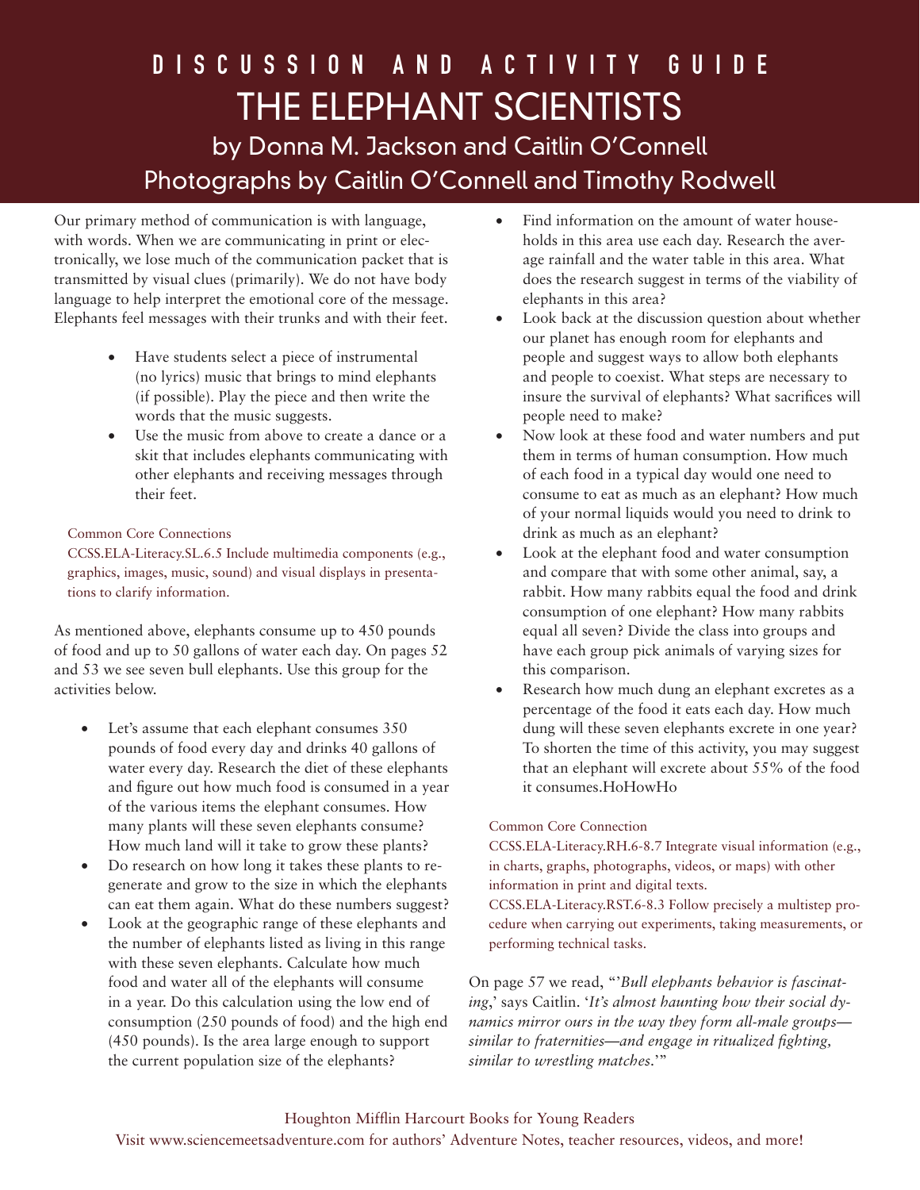# DISCUSSION AND ACTIVITY GUIDE

# THE ELEPHANT SCIENTISTS

## by Donna M. Jackson and Caitlin O'Connell

## Photographs by Caitlin O'Connell and Timothy Rodwell

Our primary method of communication is with language, with words. When we are communicating in print or electronically, we lose much of the communication packet that is transmitted by visual clues (primarily). We do not have body language to help interpret the emotional core of the message. Elephants feel messages with their trunks and with their feet.

- Have students select a piece of instrumental (no lyrics) music that brings to mind elephants (if possible). Play the piece and then write the words that the music suggests.
- Use the music from above to create a dance or a skit that includes elephants communicating with other elephants and receiving messages through their feet.

Common Core Connections

CCSS.ELA-Literacy.SL.6.5 Include multimedia components (e.g., graphics, images, music, sound) and visual displays in presentations to clarify information.

As mentioned above, elephants consume up to 450 pounds of food and up to 50 gallons of water each day. On pages 52 and 53 we see seven bull elephants. Use this group for the activities below.

- Let's assume that each elephant consumes 350 pounds of food every day and drinks 40 gallons of water every day. Research the diet of these elephants and figure out how much food is consumed in a year of the various items the elephant consumes. How many plants will these seven elephants consume? How much land will it take to grow these plants?
- Do research on how long it takes these plants to regenerate and grow to the size in which the elephants can eat them again. What do these numbers suggest?
- Look at the geographic range of these elephants and the number of elephants listed as living in this range with these seven elephants. Calculate how much food and water all of the elephants will consume in a year. Do this calculation using the low end of consumption (250 pounds of food) and the high end (450 pounds). Is the area large enough to support the current population size of the elephants?
- Find information on the amount of water households in this area use each day. Research the average rainfall and the water table in this area. What does the research suggest in terms of the viability of elephants in this area?
- Look back at the discussion question about whether our planet has enough room for elephants and people and suggest ways to allow both elephants and people to coexist. What steps are necessary to insure the survival of elephants? What sacrifices will people need to make?
- Now look at these food and water numbers and put them in terms of human consumption. How much of each food in a typical day would one need to consume to eat as much as an elephant? How much of your normal liquids would you need to drink to drink as much as an elephant?
- Look at the elephant food and water consumption and compare that with some other animal, say, a rabbit. How many rabbits equal the food and drink consumption of one elephant? How many rabbits equal all seven? Divide the class into groups and have each group pick animals of varying sizes for this comparison.
- Research how much dung an elephant excretes as a percentage of the food it eats each day. How much dung will these seven elephants excrete in one year? To shorten the time of this activity, you may suggest that an elephant will excrete about 55% of the food it consumes.HoHowHo

Common Core Connection

CCSS.ELA-Literacy.RH.6-8.7 Integrate visual information (e.g., in charts, graphs, photographs, videos, or maps) with other information in print and digital texts.

CCSS.ELA-Literacy.RST.6-8.3 Follow precisely a multistep procedure when carrying out experiments, taking measurements, or performing technical tasks.

On page 57 we read, "'*Bull elephants behavior is fascinating*,' says Caitlin. '*It's almost haunting how their social dynamics mirror ours in the way they form all-male groups—similar to fraternities—and engage in ritualized fighting, similar to wrestling matches*.'"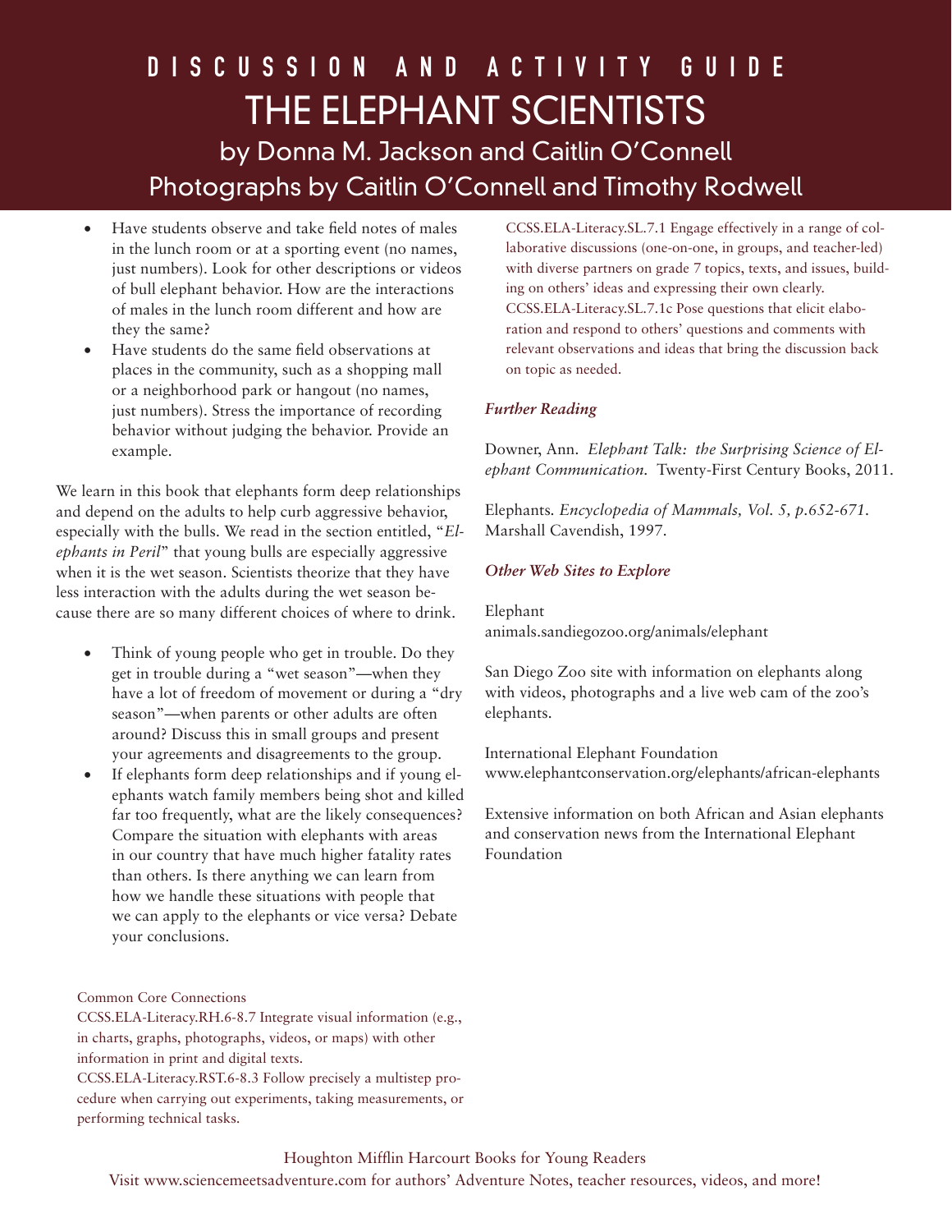# DISCUSSION AND ACTIVITY GUIDE

# THE ELEPHANT SCIENTISTS

## by Donna M. Jackson and Caitlin O'Connell

## Photographs by Caitlin O'Connell and Timothy Rodwell

- Have students observe and take field notes of males in the lunch room or at a sporting event (no names, just numbers). Look for other descriptions or videos of bull elephant behavior. How are the interactions of males in the lunch room different and how are they the same?
- Have students do the same field observations at places in the community, such as a shopping mall or a neighborhood park or hangout (no names, just numbers). Stress the importance of recording behavior without judging the behavior. Provide an example.

We learn in this book that elephants form deep relationships and depend on the adults to help curb aggressive behavior, especially with the bulls. We read in the section entitled, "*Elephants in Peril*" that young bulls are especially aggressive when it is the wet season. Scientists theorize that they have less interaction with the adults during the wet season because there are so many different choices of where to drink.

- Think of young people who get in trouble. Do they get in trouble during a "wet season"—when they have a lot of freedom of movement or during a "dry season"—when parents or other adults are often around? Discuss this in small groups and present your agreements and disagreements to the group.
- If elephants form deep relationships and if young elephants watch family members being shot and killed far too frequently, what are the likely consequences? Compare the situation with elephants with areas in our country that have much higher fatality rates than others. Is there anything we can learn from how we handle these situations with people that we can apply to the elephants or vice versa? Debate your conclusions.

Common Core Connections
CCSS.ELA-Literacy.RH.6-8.7 Integrate visual information (e.g., in charts, graphs, photographs, videos, or maps) with other information in print and digital texts.
CCSS.ELA-Literacy.RST.6-8.3 Follow precisely a multistep procedure when carrying out experiments, taking measurements, or performing technical tasks.
CCSS.ELA-Literacy.SL.7.1 Engage effectively in a range of collaborative discussions (one-on-one, in groups, and teacher-led) with diverse partners on grade 7 topics, texts, and issues, building on others' ideas and expressing their own clearly.
CCSS.ELA-Literacy.SL.7.1c Pose questions that elicit elaboration and respond to others' questions and comments with relevant observations and ideas that bring the discussion back on topic as needed.

### *Further Reading*

Downer, Ann. *Elephant Talk: the Surprising Science of Elephant Communication.* Twenty-First Century Books, 2011.

Elephants. *Encyclopedia of Mammals, Vol. 5, p.652-671.* Marshall Cavendish, 1997.

### *Other Web Sites to Explore*

Elephant
animals.sandiegozoo.org/animals/elephant

San Diego Zoo site with information on elephants along with videos, photographs and a live web cam of the zoo's elephants.

International Elephant Foundation
www.elephantconservation.org/elephants/african-elephants

Extensive information on both African and Asian elephants and conservation news from the International Elephant Foundation

Houghton Mifflin Harcourt Books for Young Readers
Visit www.sciencemeetsadventure.com for authors' Adventure Notes, teacher resources, videos, and more!